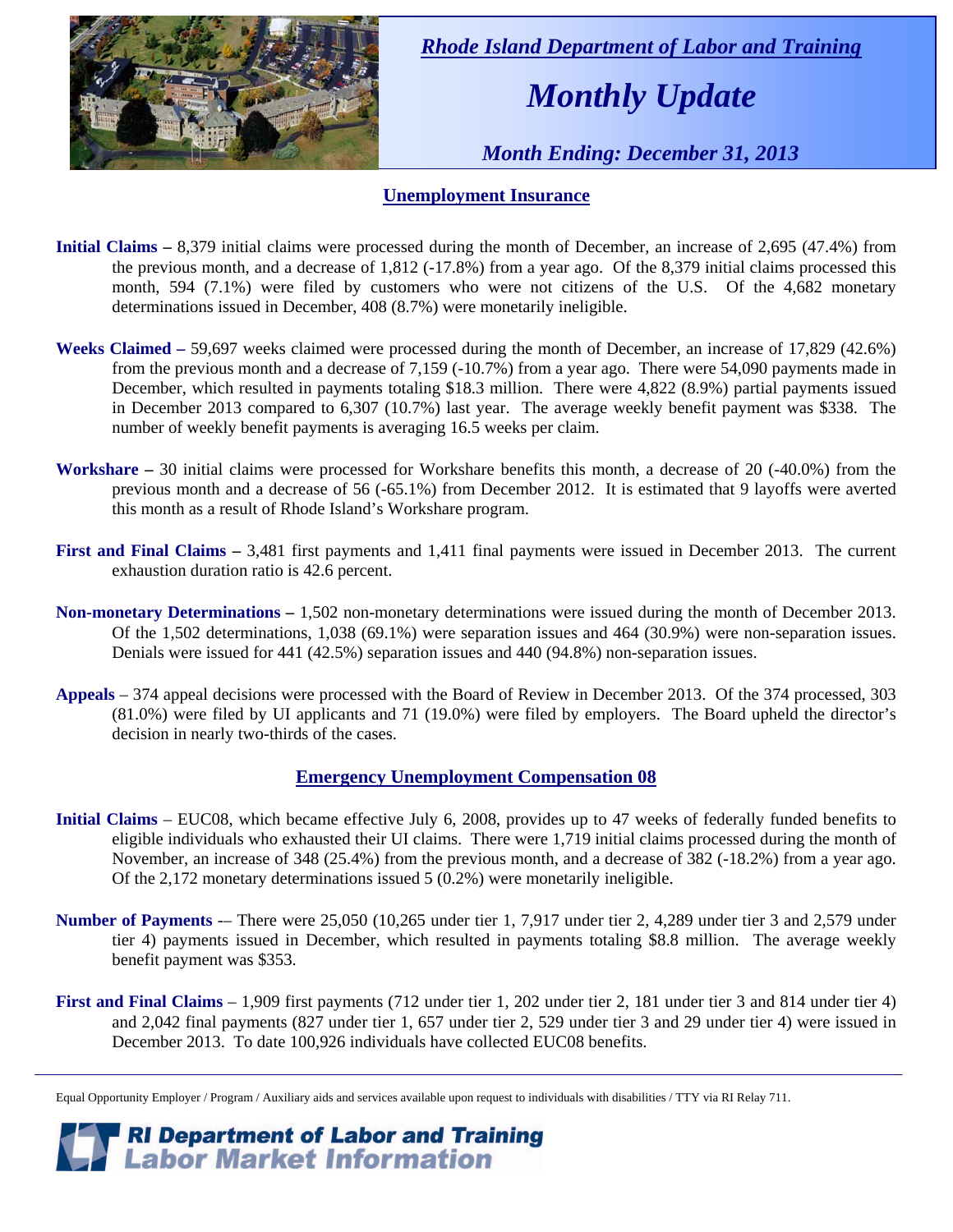*Rhode Island Department of Labor and Training*

# *Monthly Update*

*Month Ending: December 31, 2013*

## Unemployment Insurance

**Initial Claims –** 8,379 initial claims were processed during the month of December, an increase of 2,695 (47.4%) from the previous month, and a decrease of 1,812 (-17.8%) from a year ago. Of the 8,379 initial claims processed this month, 594 (7.1%) were filed by customers who were not citizens of the U.S. Of the 4,682 monetary determinations issued in December, 408 (8.7%) were monetarily ineligible.

**Weeks Claimed –** 59,697 weeks claimed were processed during the month of December, an increase of 17,829 (42.6%) from the previous month and a decrease of 7,159 (-10.7%) from a year ago. There were 54,090 payments made in December, which resulted in payments totaling $18.3 million. There were 4,822 (8.9%) partial payments issued in December 2013 compared to 6,307 (10.7%) last year. The average weekly benefit payment was $338. The number of weekly benefit payments is averaging 16.5 weeks per claim.

**Workshare –** 30 initial claims were processed for Workshare benefits this month, a decrease of 20 (-40.0%) from the previous month and a decrease of 56 (-65.1%) from December 2012. It is estimated that 9 layoffs were averted this month as a result of Rhode Island's Workshare program.

**First and Final Claims –** 3,481 first payments and 1,411 final payments were issued in December 2013. The current exhaustion duration ratio is 42.6 percent.

**Non-monetary Determinations –** 1,502 non-monetary determinations were issued during the month of December 2013. Of the 1,502 determinations, 1,038 (69.1%) were separation issues and 464 (30.9%) were non-separation issues. Denials were issued for 441 (42.5%) separation issues and 440 (94.8%) non-separation issues.

**Appeals** – 374 appeal decisions were processed with the Board of Review in December 2013. Of the 374 processed, 303 (81.0%) were filed by UI applicants and 71 (19.0%) were filed by employers. The Board upheld the director's decision in nearly two-thirds of the cases.

## Emergency Unemployment Compensation 08

**Initial Claims** – EUC08, which became effective July 6, 2008, provides up to 47 weeks of federally funded benefits to eligible individuals who exhausted their UI claims. There were 1,719 initial claims processed during the month of November, an increase of 348 (25.4%) from the previous month, and a decrease of 382 (-18.2%) from a year ago. Of the 2,172 monetary determinations issued 5 (0.2%) were monetarily ineligible.

**Number of Payments** -– There were 25,050 (10,265 under tier 1, 7,917 under tier 2, 4,289 under tier 3 and 2,579 under tier 4) payments issued in December, which resulted in payments totaling $8.8 million. The average weekly benefit payment was $353.

**First and Final Claims** – 1,909 first payments (712 under tier 1, 202 under tier 2, 181 under tier 3 and 814 under tier 4) and 2,042 final payments (827 under tier 1, 657 under tier 2, 529 under tier 3 and 29 under tier 4) were issued in December 2013. To date 100,926 individuals have collected EUC08 benefits.

Equal Opportunity Employer / Program / Auxiliary aids and services available upon request to individuals with disabilities / TTY via RI Relay 711.

**RI Department of Labor and Training**
**Labor Market Information**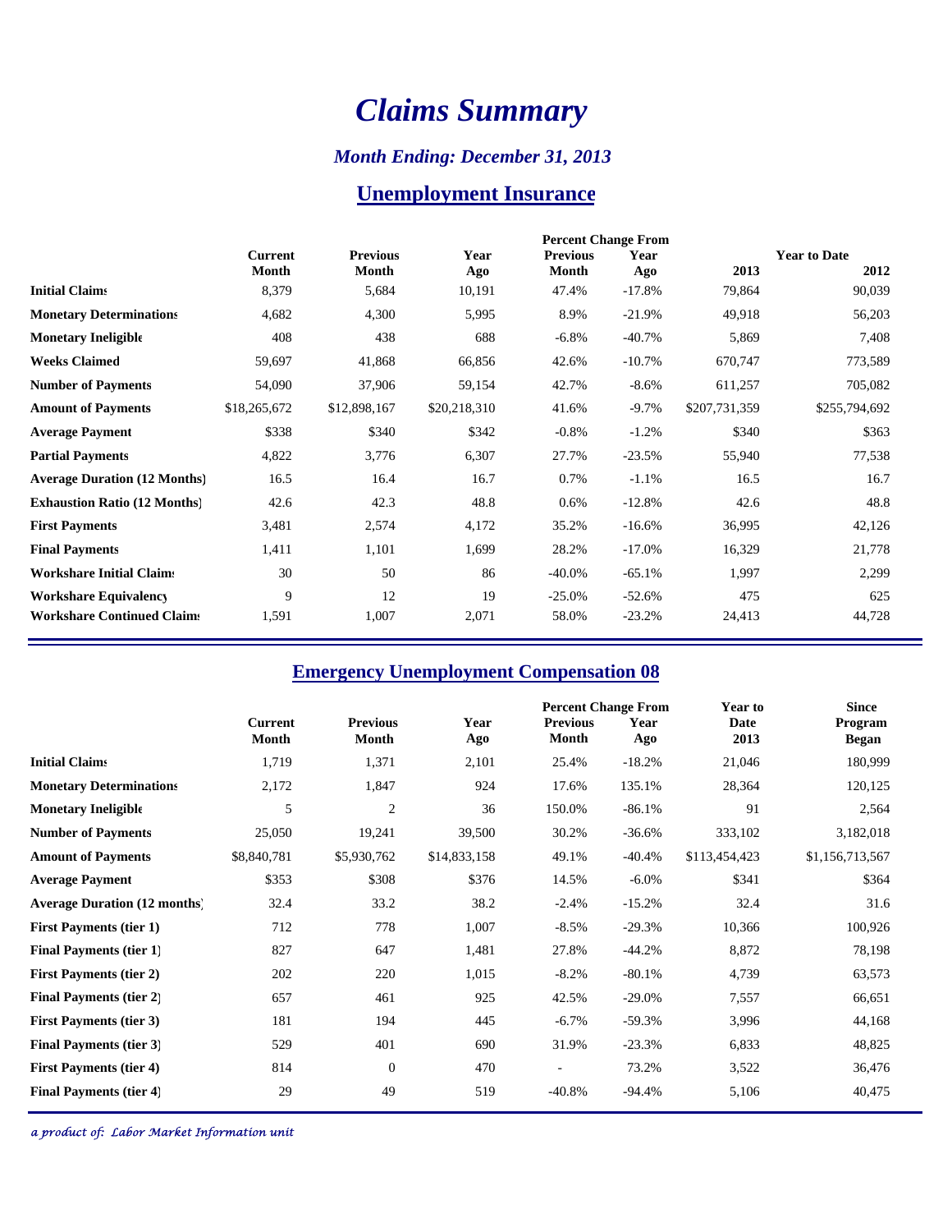# Claims Summary

### *Month Ending: December 31, 2013*

## Unemployment Insurance

| | Current Month | Previous Month | Year Ago | Percent Change From Previous Month | Percent Change From Year Ago | Year to Date 2013 | Year to Date 2012 |
|---|---|---|---|---|---|---|---|
| **Initial Claims** | 8,379 | 5,684 | 10,191 | 47.4% | -17.8% | 79,864 | 90,039 |
| **Monetary Determinations** | 4,682 | 4,300 | 5,995 | 8.9% | -21.9% | 49,918 | 56,203 |
| **Monetary Ineligible** | 408 | 438 | 688 | -6.8% | -40.7% | 5,869 | 7,408 |
| **Weeks Claimed** | 59,697 | 41,868 | 66,856 | 42.6% | -10.7% | 670,747 | 773,589 |
| **Number of Payments** | 54,090 | 37,906 | 59,154 | 42.7% | -8.6% | 611,257 | 705,082 |
| **Amount of Payments** | $18,265,672 | $12,898,167 | $20,218,310 | 41.6% | -9.7% | $207,731,359 | $255,794,692 |
| **Average Payment** | $338 | $340 | $342 | -0.8% | -1.2% | $340 | $363 |
| **Partial Payments** | 4,822 | 3,776 | 6,307 | 27.7% | -23.5% | 55,940 | 77,538 |
| **Average Duration (12 Months)** | 16.5 | 16.4 | 16.7 | 0.7% | -1.1% | 16.5 | 16.7 |
| **Exhaustion Ratio (12 Months)** | 42.6 | 42.3 | 48.8 | 0.6% | -12.8% | 42.6 | 48.8 |
| **First Payments** | 3,481 | 2,574 | 4,172 | 35.2% | -16.6% | 36,995 | 42,126 |
| **Final Payments** | 1,411 | 1,101 | 1,699 | 28.2% | -17.0% | 16,329 | 21,778 |
| **Workshare Initial Claims** | 30 | 50 | 86 | -40.0% | -65.1% | 1,997 | 2,299 |
| **Workshare Equivalency** | 9 | 12 | 19 | -25.0% | -52.6% | 475 | 625 |
| **Workshare Continued Claims** | 1,591 | 1,007 | 2,071 | 58.0% | -23.2% | 24,413 | 44,728 |

## Emergency Unemployment Compensation 08

| | Current Month | Previous Month | Year Ago | Percent Change From Previous Month | Percent Change From Year Ago | Year to Date 2013 | Since Program Began |
|---|---|---|---|---|---|---|---|
| **Initial Claims** | 1,719 | 1,371 | 2,101 | 25.4% | -18.2% | 21,046 | 180,999 |
| **Monetary Determinations** | 2,172 | 1,847 | 924 | 17.6% | 135.1% | 28,364 | 120,125 |
| **Monetary Ineligible** | 5 | 2 | 36 | 150.0% | -86.1% | 91 | 2,564 |
| **Number of Payments** | 25,050 | 19,241 | 39,500 | 30.2% | -36.6% | 333,102 | 3,182,018 |
| **Amount of Payments** | $8,840,781 | $5,930,762 | $14,833,158 | 49.1% | -40.4% | $113,454,423 | $1,156,713,567 |
| **Average Payment** | $353 | $308 | $376 | 14.5% | -6.0% | $341 | $364 |
| **Average Duration (12 months)** | 32.4 | 33.2 | 38.2 | -2.4% | -15.2% | 32.4 | 31.6 |
| **First Payments (tier 1)** | 712 | 778 | 1,007 | -8.5% | -29.3% | 10,366 | 100,926 |
| **Final Payments (tier 1)** | 827 | 647 | 1,481 | 27.8% | -44.2% | 8,872 | 78,198 |
| **First Payments (tier 2)** | 202 | 220 | 1,015 | -8.2% | -80.1% | 4,739 | 63,573 |
| **Final Payments (tier 2)** | 657 | 461 | 925 | 42.5% | -29.0% | 7,557 | 66,651 |
| **First Payments (tier 3)** | 181 | 194 | 445 | -6.7% | -59.3% | 3,996 | 44,168 |
| **Final Payments (tier 3)** | 529 | 401 | 690 | 31.9% | -23.3% | 6,833 | 48,825 |
| **First Payments (tier 4)** | 814 | 0 | 470 | - | 73.2% | 3,522 | 36,476 |
| **Final Payments (tier 4)** | 29 | 49 | 519 | -40.8% | -94.4% | 5,106 | 40,475 |

*a product of: Labor Market Information unit*